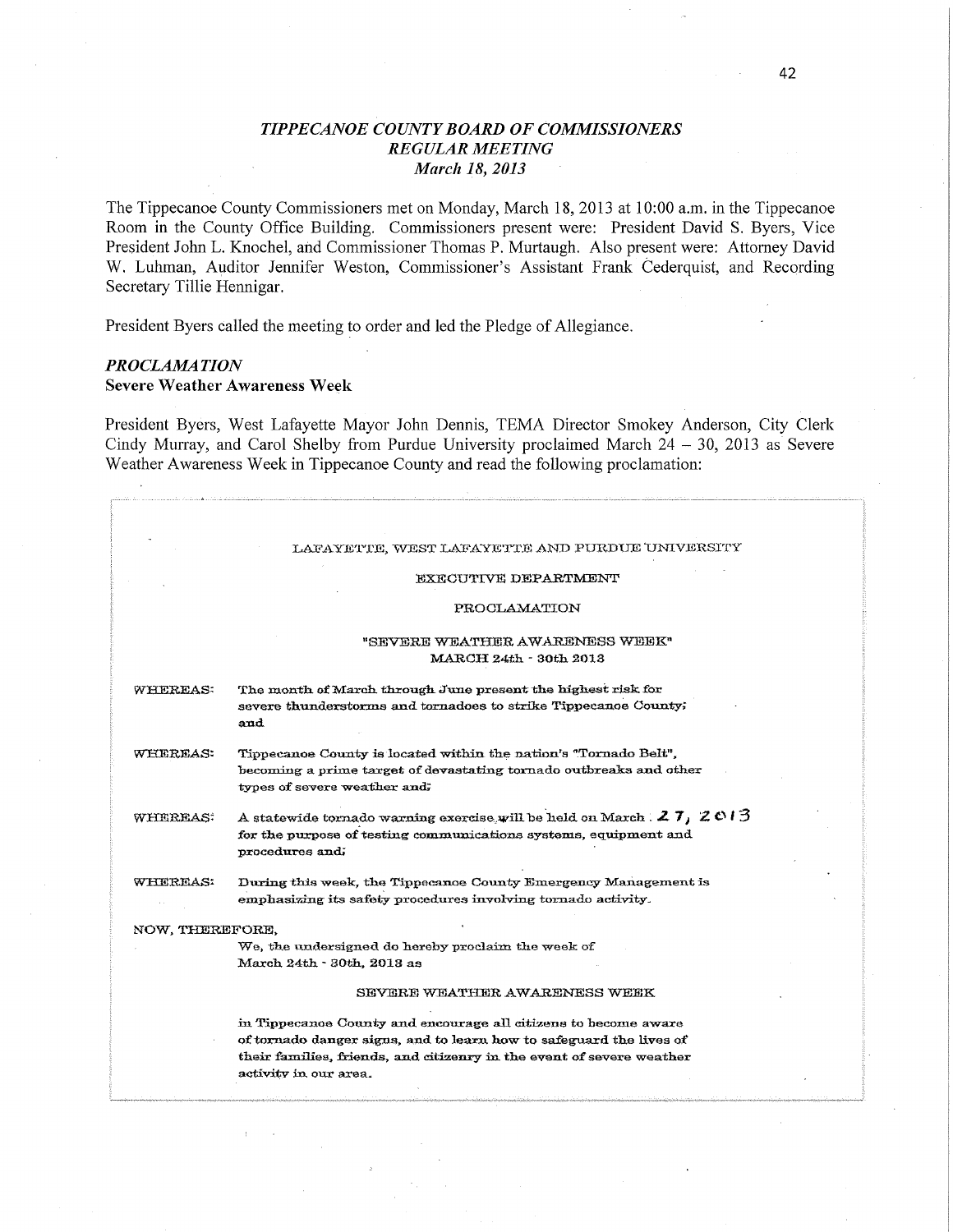## *TIPPECANOE COUNTY BOARD OF COMMISSIONERS*
## *REGULAR MEETING*
### *March 18, 2013*

The Tippecanoe County Commissioners met on Monday, March 18, 2013 at 10:00 a.m. in the Tippecanoe Room in the County Office Building. Commissioners present were: President David S. Byers, Vice President John L. Knochel, and Commissioner Thomas P. Murtaugh. Also present were: Attorney David W. Luhman, Auditor Jennifer Weston, Commissioner's Assistant Frank Cederquist, and Recording Secretary Tillie Hennigar.

President Byers called the meeting to order and led the Pledge of Allegiance.

### *PROCLAMATION*
**Severe Weather Awareness Week**

President Byers, West Lafayette Mayor John Dennis, TEMA Director Smokey Anderson, City Clerk Cindy Murray, and Carol Shelby from Purdue University proclaimed March 24 – 30, 2013 as Severe Weather Awareness Week in Tippecanoe County and read the following proclamation:

LAFAYETTE, WEST LAFAYETTE AND PURDUE UNIVERSITY

EXECUTIVE DEPARTMENT

PROCLAMATION

"SEVERE WEATHER AWARENESS WEEK"
MARCH 24th - 30th 2013

WHEREAS: The month of March through June present the highest risk for severe thunderstorms and tornadoes to strike Tippecanoe County; and

WHEREAS: Tippecanoe County is located within the nation's "Tornado Belt", becoming a prime target of devastating tornado outbreaks and other types of severe weather and;

WHEREAS: A statewide tornado warning exercise will be held on March 27, 2013 for the purpose of testing communications systems, equipment and procedures and;

WHEREAS: During this week, the Tippecanoe County Emergency Management is emphasizing its safety procedures involving tornado activity.

NOW, THEREFORE,

We, the undersigned do hereby proclaim the week of March 24th - 30th, 2013 as

SEVERE WEATHER AWARENESS WEEK

in Tippecanoe County and encourage all citizens to become aware of tornado danger signs, and to learn how to safeguard the lives of their families, friends, and citizenry in the event of severe weather activity in our area.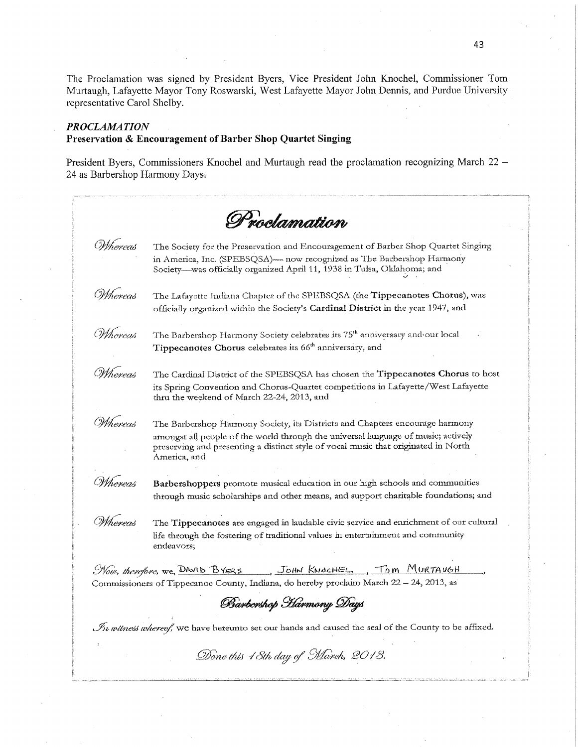The Proclamation was signed by President Byers, Vice President John Knochel, Commissioner Tom Murtaugh, Lafayette Mayor Tony Roswarski, West Lafayette Mayor John Dennis, and Purdue University representative Carol Shelby.

***PROCLAMATION***

**Preservation & Encouragement of Barber Shop Quartet Singing**

President Byers, Commissioners Knochel and Murtaugh read the proclamation recognizing March 22 – 24 as Barbershop Harmony Days.

# *Proclamation*

*Whereas* The Society for the Preservation and Encouragement of Barber Shop Quartet Singing in America, Inc. (SPEBSQSA)— now recognized as The Barbershop Harmony Society—was officially organized April 11, 1938 in Tulsa, Oklahoma; and

*Whereas* The Lafayette Indiana Chapter of the SPEBSQSA (the **Tippecanotes Chorus**), was officially organized within the Society's **Cardinal District** in the year 1947, and

*Whereas* The Barbershop Harmony Society celebrates its 75th anniversary and our local **Tippecanotes Chorus** celebrates its 66th anniversary, and

*Whereas* The Cardinal District of the SPEBSQSA has chosen the **Tippecanotes Chorus** to host its Spring Convention and Chorus-Quartet competitions in Lafayette/West Lafayette thru the weekend of March 22-24, 2013, and

*Whereas* The Barbershop Harmony Society, its Districts and Chapters encourage harmony amongst all people of the world through the universal language of music; actively preserving and presenting a distinct style of vocal music that originated in North America, and

*Whereas* **Barbershoppers** promote musical education in our high schools and communities through music scholarships and other means, and support charitable foundations; and

*Whereas* The **Tippecanotes** are engaged in laudable civic service and enrichment of our cultural life through the fostering of traditional values in entertainment and community endeavors;

*Now, therefore,* we, DAVID BYERS, JOHN KNOCHEL, TOM MURTAUGH, Commissioners of Tippecanoe County, Indiana, do hereby proclaim March 22 – 24, 2013, as

## *Barbershop Harmony Days*

*In witness whereof,* we have hereunto set our hands and caused the seal of the County to be affixed.

*Done this 18th day of March, 2013.*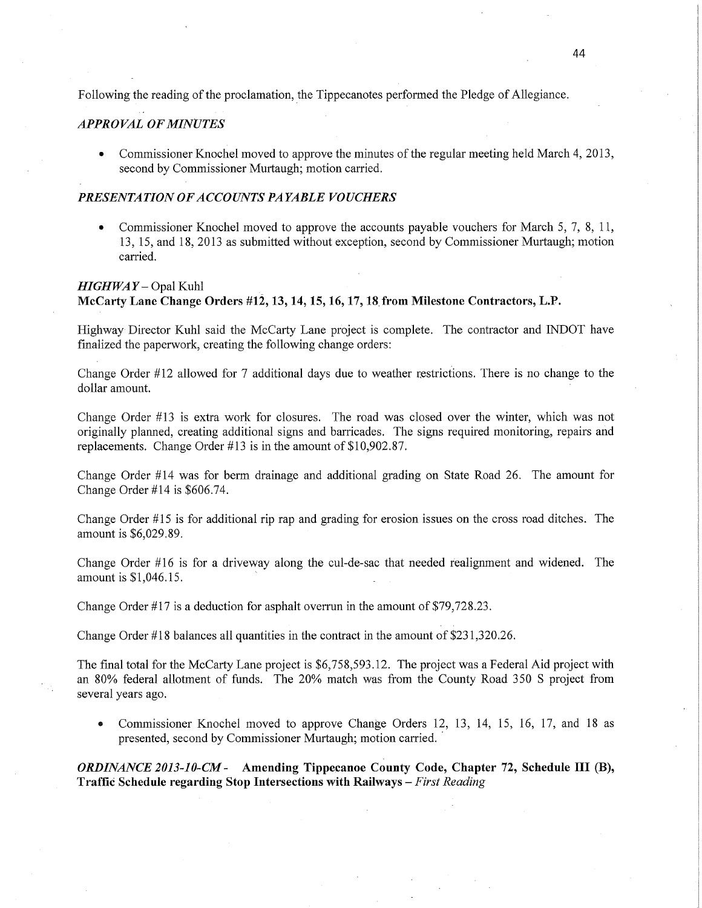Following the reading of the proclamation, the Tippecanotes performed the Pledge of Allegiance.

### *APPROVAL OF MINUTES*

- Commissioner Knochel moved to approve the minutes of the regular meeting held March 4, 2013, second by Commissioner Murtaugh; motion carried.

### *PRESENTATION OF ACCOUNTS PAYABLE VOUCHERS*

- Commissioner Knochel moved to approve the accounts payable vouchers for March 5, 7, 8, 11, 13, 15, and 18, 2013 as submitted without exception, second by Commissioner Murtaugh; motion carried.

### *HIGHWAY* – Opal Kuhl

**McCarty Lane Change Orders #12, 13, 14, 15, 16, 17, 18 from Milestone Contractors, L.P.**

Highway Director Kuhl said the McCarty Lane project is complete. The contractor and INDOT have finalized the paperwork, creating the following change orders:

Change Order #12 allowed for 7 additional days due to weather restrictions. There is no change to the dollar amount.

Change Order #13 is extra work for closures. The road was closed over the winter, which was not originally planned, creating additional signs and barricades. The signs required monitoring, repairs and replacements. Change Order #13 is in the amount of $10,902.87.

Change Order #14 was for berm drainage and additional grading on State Road 26. The amount for Change Order #14 is $606.74.

Change Order #15 is for additional rip rap and grading for erosion issues on the cross road ditches. The amount is $6,029.89.

Change Order #16 is for a driveway along the cul-de-sac that needed realignment and widened. The amount is $1,046.15.

Change Order #17 is a deduction for asphalt overrun in the amount of $79,728.23.

Change Order #18 balances all quantities in the contract in the amount of $231,320.26.

The final total for the McCarty Lane project is $6,758,593.12. The project was a Federal Aid project with an 80% federal allotment of funds. The 20% match was from the County Road 350 S project from several years ago.

- Commissioner Knochel moved to approve Change Orders 12, 13, 14, 15, 16, 17, and 18 as presented, second by Commissioner Murtaugh; motion carried.

***ORDINANCE 2013-10-CM*** **- Amending Tippecanoe County Code, Chapter 72, Schedule III (B), Traffic Schedule regarding Stop Intersections with Railways –** ***First Reading***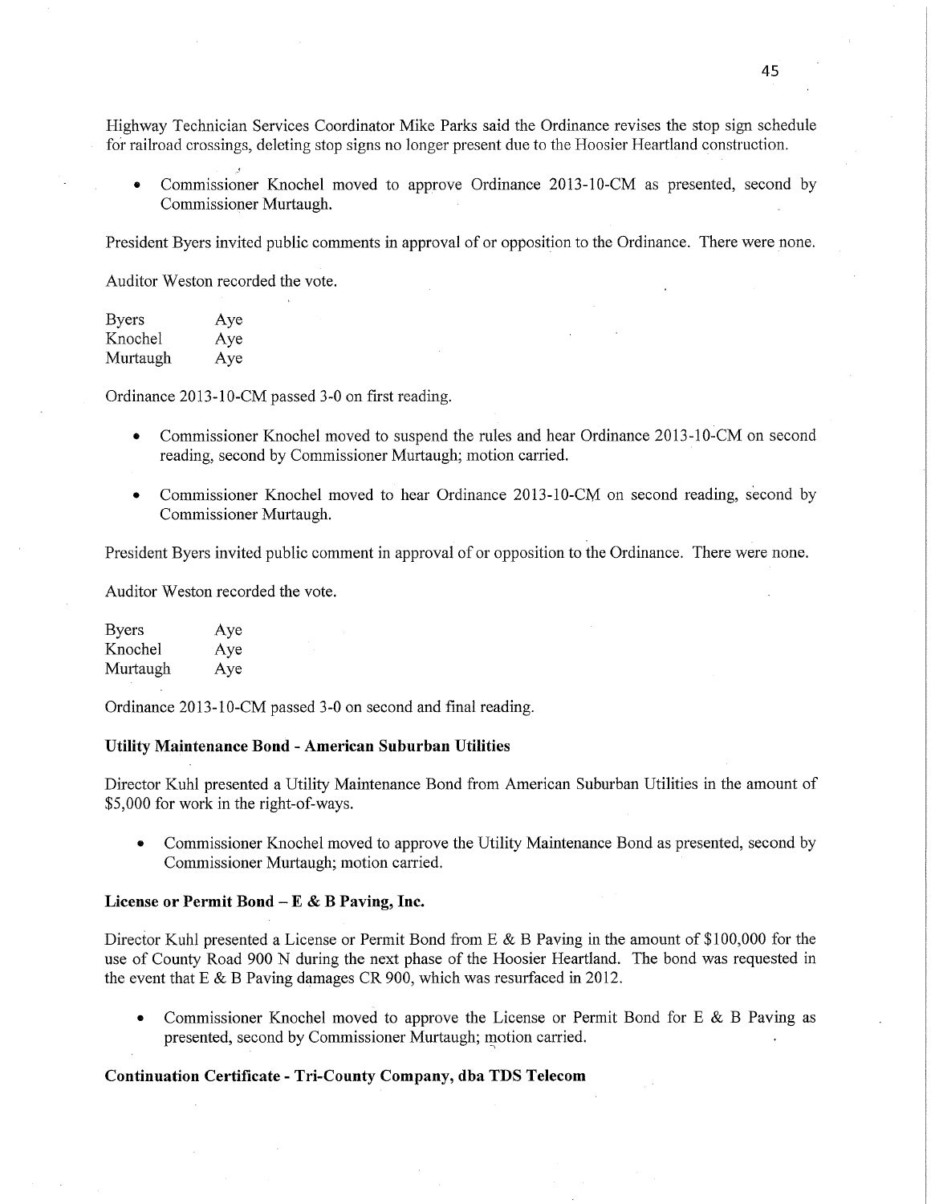Highway Technician Services Coordinator Mike Parks said the Ordinance revises the stop sign schedule for railroad crossings, deleting stop signs no longer present due to the Hoosier Heartland construction.

- Commissioner Knochel moved to approve Ordinance 2013-10-CM as presented, second by Commissioner Murtaugh.

President Byers invited public comments in approval of or opposition to the Ordinance. There were none.

Auditor Weston recorded the vote.

| | |
|---|---|
| Byers | Aye |
| Knochel | Aye |
| Murtaugh | Aye |

Ordinance 2013-10-CM passed 3-0 on first reading.

- Commissioner Knochel moved to suspend the rules and hear Ordinance 2013-10-CM on second reading, second by Commissioner Murtaugh; motion carried.
- Commissioner Knochel moved to hear Ordinance 2013-10-CM on second reading, second by Commissioner Murtaugh.

President Byers invited public comment in approval of or opposition to the Ordinance. There were none.

Auditor Weston recorded the vote.

| | |
|---|---|
| Byers | Aye |
| Knochel | Aye |
| Murtaugh | Aye |

Ordinance 2013-10-CM passed 3-0 on second and final reading.

**Utility Maintenance Bond - American Suburban Utilities**

Director Kuhl presented a Utility Maintenance Bond from American Suburban Utilities in the amount of $5,000 for work in the right-of-ways.

- Commissioner Knochel moved to approve the Utility Maintenance Bond as presented, second by Commissioner Murtaugh; motion carried.

**License or Permit Bond – E & B Paving, Inc.**

Director Kuhl presented a License or Permit Bond from E & B Paving in the amount of $100,000 for the use of County Road 900 N during the next phase of the Hoosier Heartland. The bond was requested in the event that E & B Paving damages CR 900, which was resurfaced in 2012.

- Commissioner Knochel moved to approve the License or Permit Bond for E & B Paving as presented, second by Commissioner Murtaugh; motion carried.

**Continuation Certificate - Tri-County Company, dba TDS Telecom**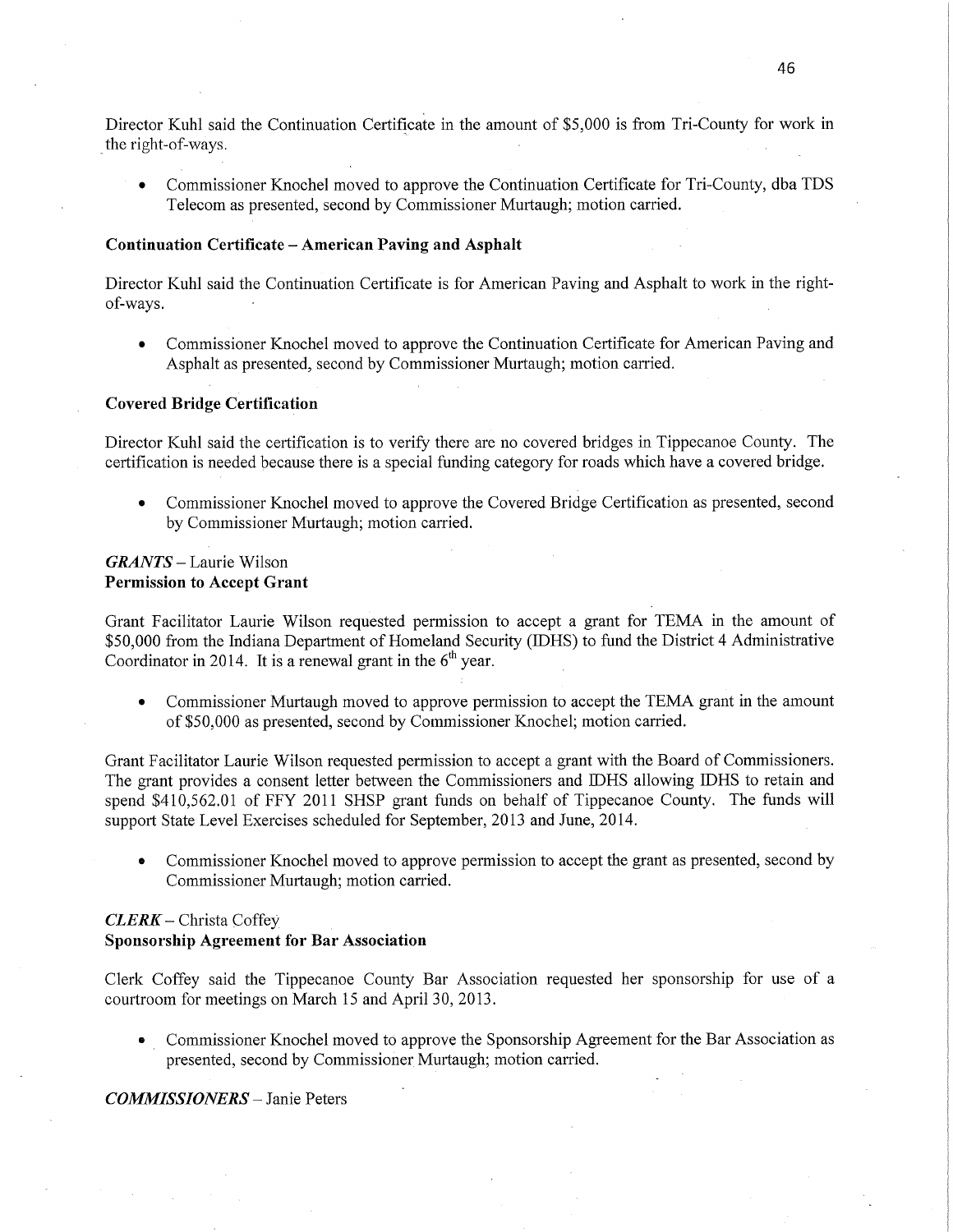Director Kuhl said the Continuation Certificate in the amount of $5,000 is from Tri-County for work in the right-of-ways.

- Commissioner Knochel moved to approve the Continuation Certificate for Tri-County, dba TDS Telecom as presented, second by Commissioner Murtaugh; motion carried.

**Continuation Certificate – American Paving and Asphalt**

Director Kuhl said the Continuation Certificate is for American Paving and Asphalt to work in the right-of-ways.

- Commissioner Knochel moved to approve the Continuation Certificate for American Paving and Asphalt as presented, second by Commissioner Murtaugh; motion carried.

**Covered Bridge Certification**

Director Kuhl said the certification is to verify there are no covered bridges in Tippecanoe County. The certification is needed because there is a special funding category for roads which have a covered bridge.

- Commissioner Knochel moved to approve the Covered Bridge Certification as presented, second by Commissioner Murtaugh; motion carried.

***GRANTS*** – Laurie Wilson
**Permission to Accept Grant**

Grant Facilitator Laurie Wilson requested permission to accept a grant for TEMA in the amount of $50,000 from the Indiana Department of Homeland Security (IDHS) to fund the District 4 Administrative Coordinator in 2014. It is a renewal grant in the 6th year.

- Commissioner Murtaugh moved to approve permission to accept the TEMA grant in the amount of $50,000 as presented, second by Commissioner Knochel; motion carried.

Grant Facilitator Laurie Wilson requested permission to accept a grant with the Board of Commissioners. The grant provides a consent letter between the Commissioners and IDHS allowing IDHS to retain and spend $410,562.01 of FFY 2011 SHSP grant funds on behalf of Tippecanoe County. The funds will support State Level Exercises scheduled for September, 2013 and June, 2014.

- Commissioner Knochel moved to approve permission to accept the grant as presented, second by Commissioner Murtaugh; motion carried.

***CLERK*** – Christa Coffey
**Sponsorship Agreement for Bar Association**

Clerk Coffey said the Tippecanoe County Bar Association requested her sponsorship for use of a courtroom for meetings on March 15 and April 30, 2013.

- Commissioner Knochel moved to approve the Sponsorship Agreement for the Bar Association as presented, second by Commissioner Murtaugh; motion carried.

***COMMISSIONERS*** – Janie Peters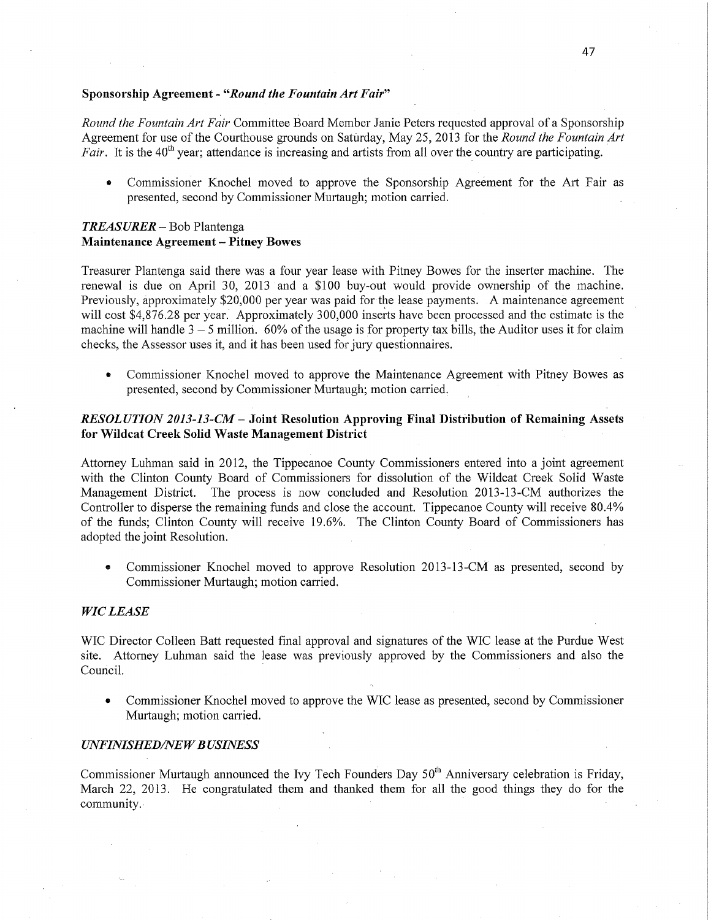**Sponsorship Agreement - "*Round the Fountain Art Fair*"**

*Round the Fountain Art Fair* Committee Board Member Janie Peters requested approval of a Sponsorship Agreement for use of the Courthouse grounds on Saturday, May 25, 2013 for the *Round the Fountain Art Fair*. It is the 40th year; attendance is increasing and artists from all over the country are participating.

- Commissioner Knochel moved to approve the Sponsorship Agreement for the Art Fair as presented, second by Commissioner Murtaugh; motion carried.

***TREASURER*** **– Bob Plantenga**
**Maintenance Agreement – Pitney Bowes**

Treasurer Plantenga said there was a four year lease with Pitney Bowes for the inserter machine. The renewal is due on April 30, 2013 and a $100 buy-out would provide ownership of the machine. Previously, approximately $20,000 per year was paid for the lease payments. A maintenance agreement will cost $4,876.28 per year. Approximately 300,000 inserts have been processed and the estimate is the machine will handle 3 – 5 million. 60% of the usage is for property tax bills, the Auditor uses it for claim checks, the Assessor uses it, and it has been used for jury questionnaires.

- Commissioner Knochel moved to approve the Maintenance Agreement with Pitney Bowes as presented, second by Commissioner Murtaugh; motion carried.

***RESOLUTION 2013-13-CM*** **– Joint Resolution Approving Final Distribution of Remaining Assets for Wildcat Creek Solid Waste Management District**

Attorney Luhman said in 2012, the Tippecanoe County Commissioners entered into a joint agreement with the Clinton County Board of Commissioners for dissolution of the Wildcat Creek Solid Waste Management District. The process is now concluded and Resolution 2013-13-CM authorizes the Controller to disperse the remaining funds and close the account. Tippecanoe County will receive 80.4% of the funds; Clinton County will receive 19.6%. The Clinton County Board of Commissioners has adopted the joint Resolution.

- Commissioner Knochel moved to approve Resolution 2013-13-CM as presented, second by Commissioner Murtaugh; motion carried.

***WIC LEASE***

WIC Director Colleen Batt requested final approval and signatures of the WIC lease at the Purdue West site. Attorney Luhman said the lease was previously approved by the Commissioners and also the Council.

- Commissioner Knochel moved to approve the WIC lease as presented, second by Commissioner Murtaugh; motion carried.

***UNFINISHED/NEW BUSINESS***

Commissioner Murtaugh announced the Ivy Tech Founders Day 50th Anniversary celebration is Friday, March 22, 2013. He congratulated them and thanked them for all the good things they do for the community.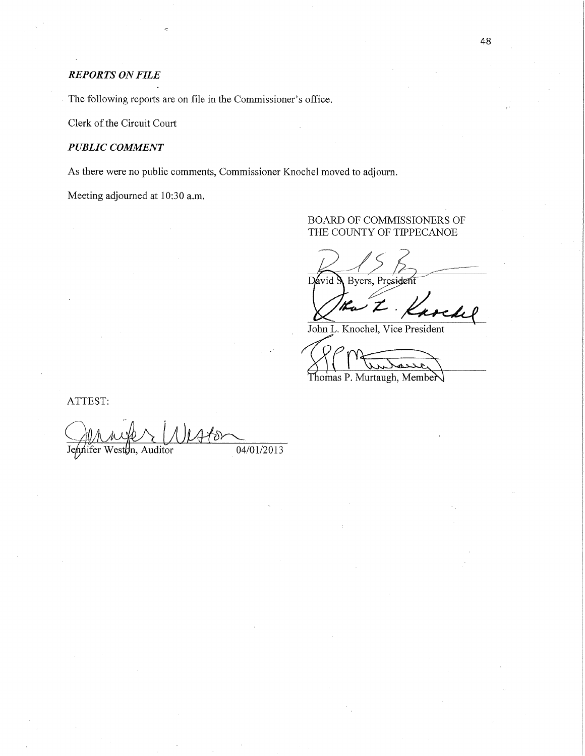### *REPORTS ON FILE*

The following reports are on file in the Commissioner's office.

Clerk of the Circuit Court

### *PUBLIC COMMENT*

As there were no public comments, Commissioner Knochel moved to adjourn.

Meeting adjourned at 10:30 a.m.

BOARD OF COMMISSIONERS OF
THE COUNTY OF TIPPECANOE

David S. Byers, President

John L. Knochel, Vice President

Thomas P. Murtaugh, Member

ATTEST:

Jennifer Weston, Auditor 04/01/2013